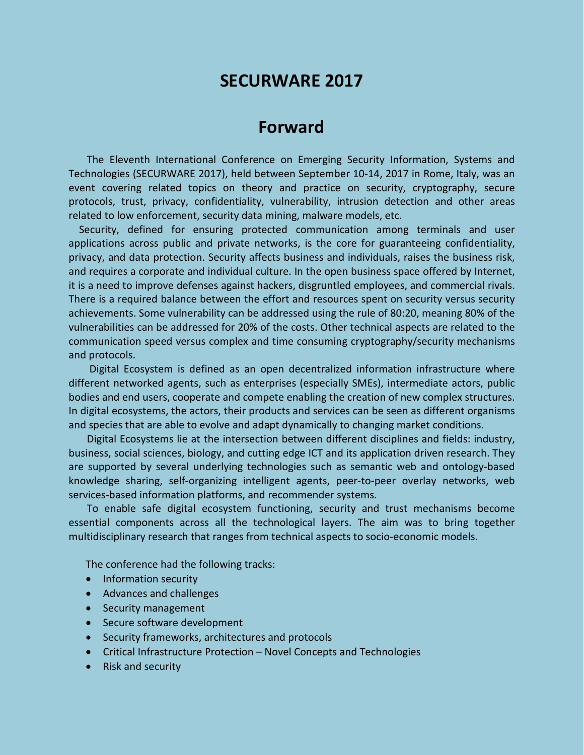# SECURWARE 2017

## Forward

The Eleventh International Conference on Emerging Security Information, Systems and Technologies (SECURWARE 2017), held between September 10-14, 2017 in Rome, Italy, was an event covering related topics on theory and practice on security, cryptography, secure protocols, trust, privacy, confidentiality, vulnerability, intrusion detection and other areas related to low enforcement, security data mining, malware models, etc.

Security, defined for ensuring protected communication among terminals and user applications across public and private networks, is the core for guaranteeing confidentiality, privacy, and data protection. Security affects business and individuals, raises the business risk, and requires a corporate and individual culture. In the open business space offered by Internet, it is a need to improve defenses against hackers, disgruntled employees, and commercial rivals. There is a required balance between the effort and resources spent on security versus security achievements. Some vulnerability can be addressed using the rule of 80:20, meaning 80% of the vulnerabilities can be addressed for 20% of the costs. Other technical aspects are related to the communication speed versus complex and time consuming cryptography/security mechanisms and protocols.

Digital Ecosystem is defined as an open decentralized information infrastructure where different networked agents, such as enterprises (especially SMEs), intermediate actors, public bodies and end users, cooperate and compete enabling the creation of new complex structures. In digital ecosystems, the actors, their products and services can be seen as different organisms and species that are able to evolve and adapt dynamically to changing market conditions.

Digital Ecosystems lie at the intersection between different disciplines and fields: industry, business, social sciences, biology, and cutting edge ICT and its application driven research. They are supported by several underlying technologies such as semantic web and ontology-based knowledge sharing, self-organizing intelligent agents, peer-to-peer overlay networks, web services-based information platforms, and recommender systems.

To enable safe digital ecosystem functioning, security and trust mechanisms become essential components across all the technological layers. The aim was to bring together multidisciplinary research that ranges from technical aspects to socio-economic models.

The conference had the following tracks:

- Information security
- Advances and challenges
- Security management
- Secure software development
- Security frameworks, architectures and protocols
- Critical Infrastructure Protection – Novel Concepts and Technologies
- Risk and security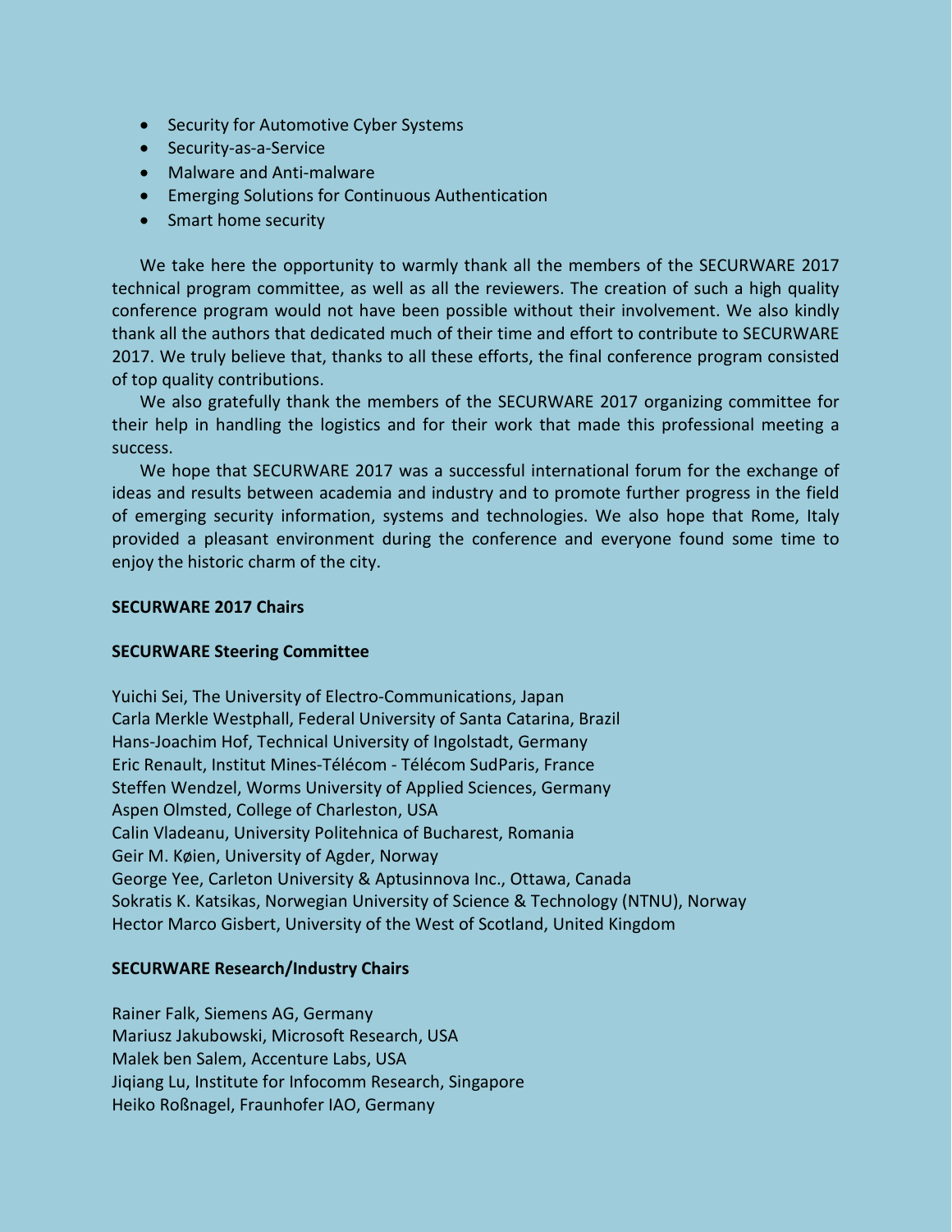- Security for Automotive Cyber Systems
- Security-as-a-Service
- Malware and Anti-malware
- Emerging Solutions for Continuous Authentication
- Smart home security

We take here the opportunity to warmly thank all the members of the SECURWARE 2017 technical program committee, as well as all the reviewers. The creation of such a high quality conference program would not have been possible without their involvement. We also kindly thank all the authors that dedicated much of their time and effort to contribute to SECURWARE 2017. We truly believe that, thanks to all these efforts, the final conference program consisted of top quality contributions.

We also gratefully thank the members of the SECURWARE 2017 organizing committee for their help in handling the logistics and for their work that made this professional meeting a success.

We hope that SECURWARE 2017 was a successful international forum for the exchange of ideas and results between academia and industry and to promote further progress in the field of emerging security information, systems and technologies. We also hope that Rome, Italy provided a pleasant environment during the conference and everyone found some time to enjoy the historic charm of the city.

**SECURWARE 2017 Chairs**

**SECURWARE Steering Committee**

Yuichi Sei, The University of Electro-Communications, Japan
Carla Merkle Westphall, Federal University of Santa Catarina, Brazil
Hans-Joachim Hof, Technical University of Ingolstadt, Germany
Eric Renault, Institut Mines-Télécom - Télécom SudParis, France
Steffen Wendzel, Worms University of Applied Sciences, Germany
Aspen Olmsted, College of Charleston, USA
Calin Vladeanu, University Politehnica of Bucharest, Romania
Geir M. Køien, University of Agder, Norway
George Yee, Carleton University & Aptusinnova Inc., Ottawa, Canada
Sokratis K. Katsikas, Norwegian University of Science & Technology (NTNU), Norway
Hector Marco Gisbert, University of the West of Scotland, United Kingdom

**SECURWARE Research/Industry Chairs**

Rainer Falk, Siemens AG, Germany
Mariusz Jakubowski, Microsoft Research, USA
Malek ben Salem, Accenture Labs, USA
Jiqiang Lu, Institute for Infocomm Research, Singapore
Heiko Roßnagel, Fraunhofer IAO, Germany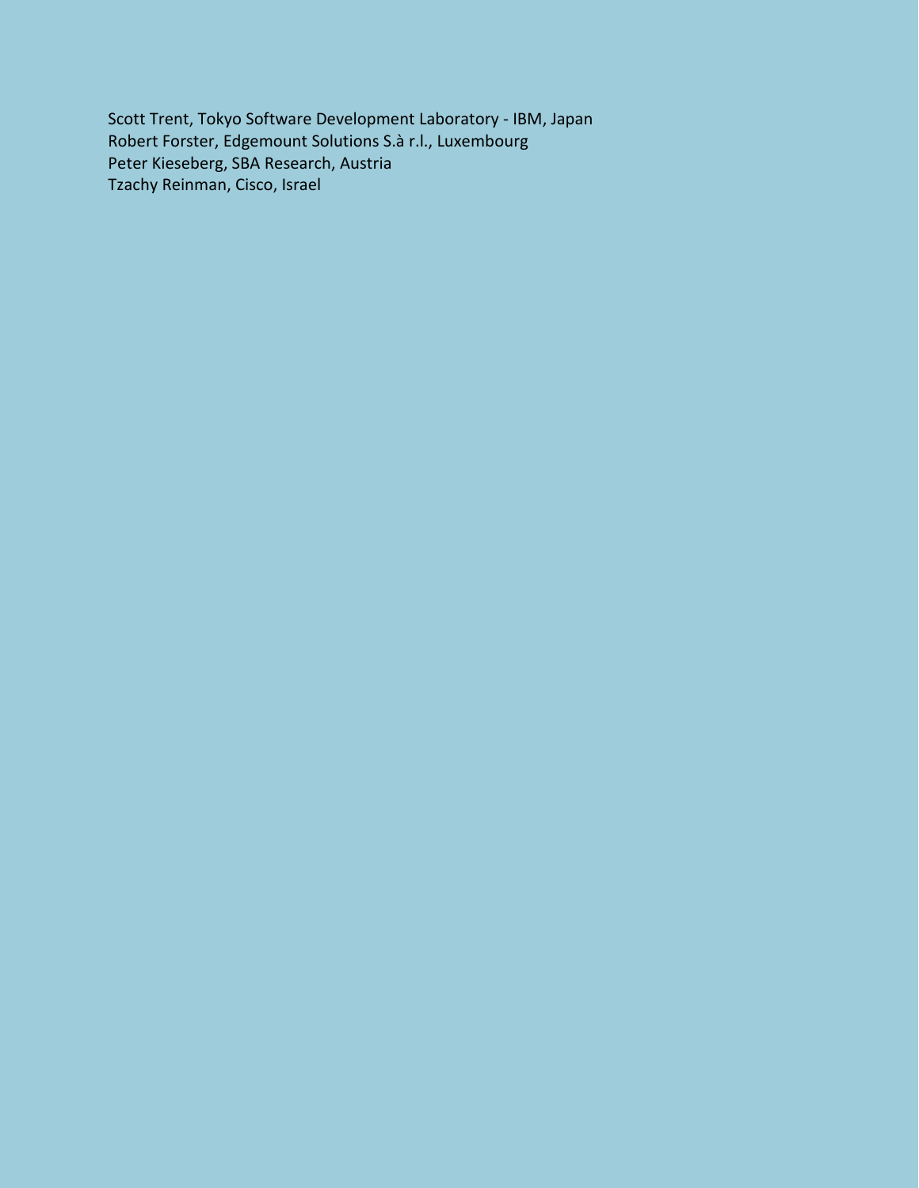Scott Trent, Tokyo Software Development Laboratory - IBM, Japan
Robert Forster, Edgemount Solutions S.à r.l., Luxembourg
Peter Kieseberg, SBA Research, Austria
Tzachy Reinman, Cisco, Israel